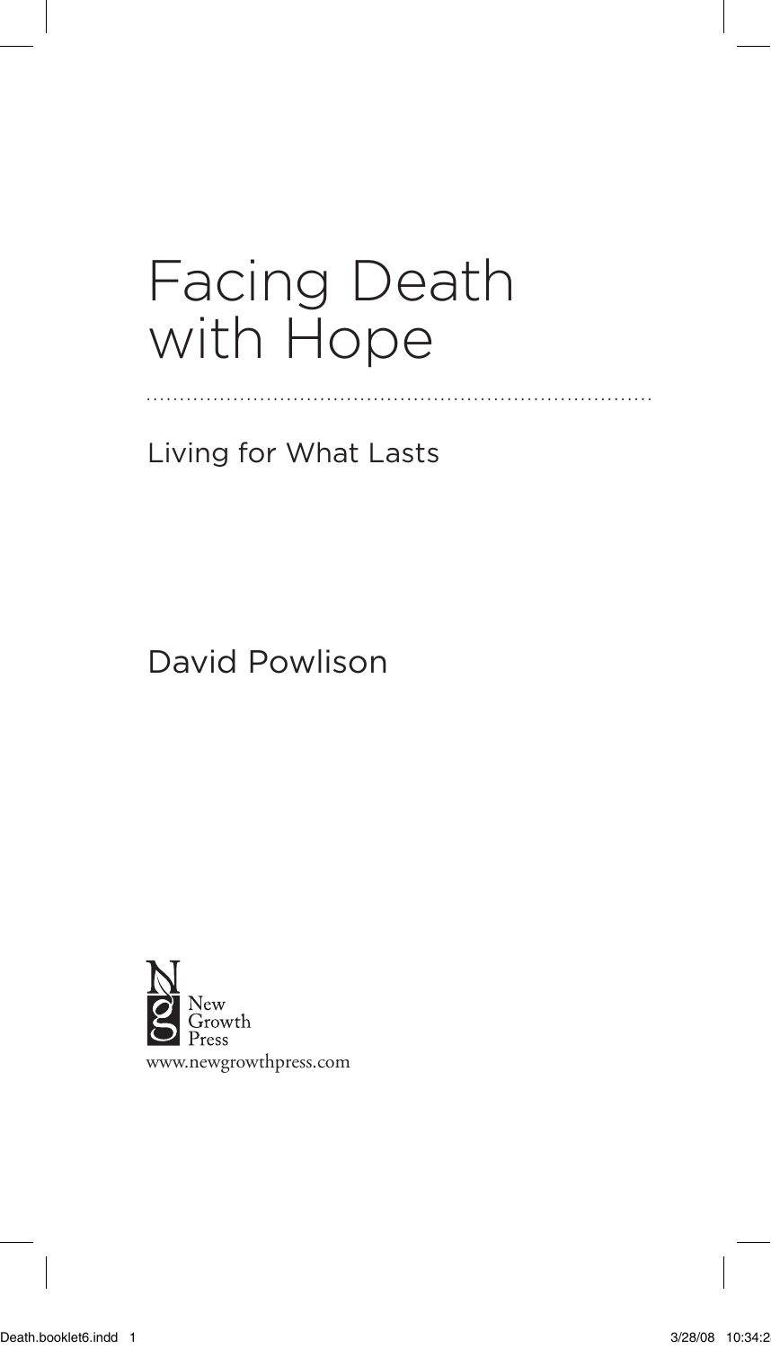# Facing Death with Hope

Living for What Lasts

David Powlison

New Growth Press

www.newgrowthpress.com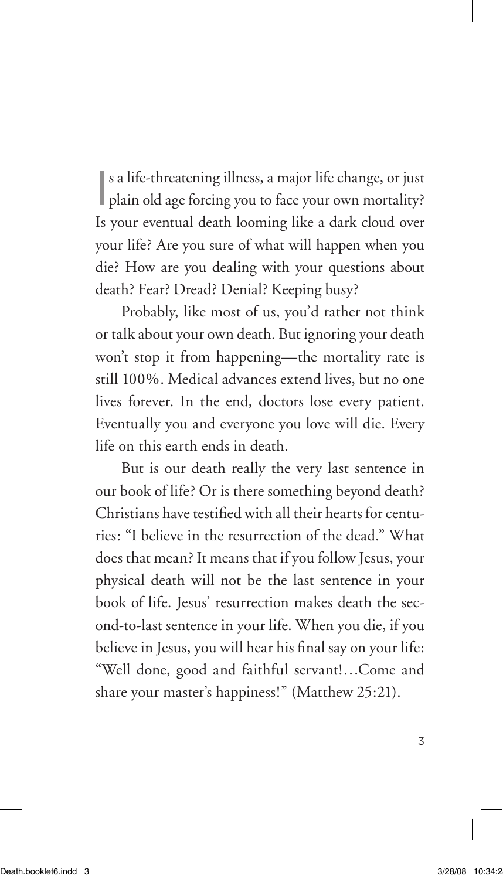Is a life-threatening illness, a major life change, or just plain old age forcing you to face your own mortality? Is your eventual death looming like a dark cloud over your life? Are you sure of what will happen when you die? How are you dealing with your questions about death? Fear? Dread? Denial? Keeping busy?

Probably, like most of us, you'd rather not think or talk about your own death. But ignoring your death won't stop it from happening—the mortality rate is still 100%. Medical advances extend lives, but no one lives forever. In the end, doctors lose every patient. Eventually you and everyone you love will die. Every life on this earth ends in death.

But is our death really the very last sentence in our book of life? Or is there something beyond death? Christians have testified with all their hearts for centuries: "I believe in the resurrection of the dead." What does that mean? It means that if you follow Jesus, your physical death will not be the last sentence in your book of life. Jesus' resurrection makes death the second-to-last sentence in your life. When you die, if you believe in Jesus, you will hear his final say on your life: "Well done, good and faithful servant!…Come and share your master's happiness!" (Matthew 25:21).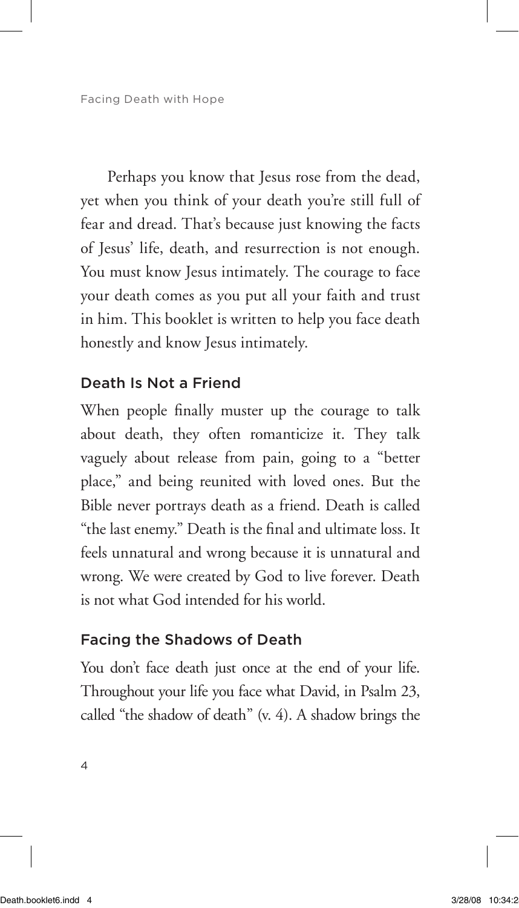Perhaps you know that Jesus rose from the dead, yet when you think of your death you're still full of fear and dread. That's because just knowing the facts of Jesus' life, death, and resurrection is not enough. You must know Jesus intimately. The courage to face your death comes as you put all your faith and trust in him. This booklet is written to help you face death honestly and know Jesus intimately.

## Death Is Not a Friend

When people finally muster up the courage to talk about death, they often romanticize it. They talk vaguely about release from pain, going to a "better place," and being reunited with loved ones. But the Bible never portrays death as a friend. Death is called "the last enemy." Death is the final and ultimate loss. It feels unnatural and wrong because it is unnatural and wrong. We were created by God to live forever. Death is not what God intended for his world.

## Facing the Shadows of Death

You don't face death just once at the end of your life. Throughout your life you face what David, in Psalm 23, called "the shadow of death" (v. 4). A shadow brings the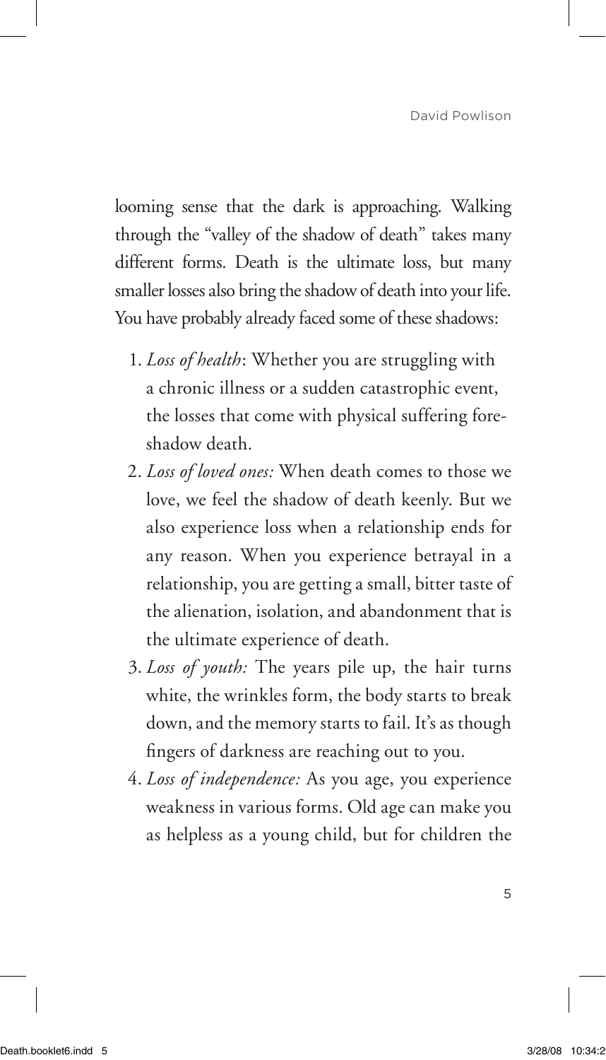looming sense that the dark is approaching. Walking through the "valley of the shadow of death" takes many different forms. Death is the ultimate loss, but many smaller losses also bring the shadow of death into your life. You have probably already faced some of these shadows:

1. *Loss of health*: Whether you are struggling with a chronic illness or a sudden catastrophic event, the losses that come with physical suffering foreshadow death.
2. *Loss of loved ones:* When death comes to those we love, we feel the shadow of death keenly. But we also experience loss when a relationship ends for any reason. When you experience betrayal in a relationship, you are getting a small, bitter taste of the alienation, isolation, and abandonment that is the ultimate experience of death.
3. *Loss of youth:* The years pile up, the hair turns white, the wrinkles form, the body starts to break down, and the memory starts to fail. It's as though fingers of darkness are reaching out to you.
4. *Loss of independence:* As you age, you experience weakness in various forms. Old age can make you as helpless as a young child, but for children the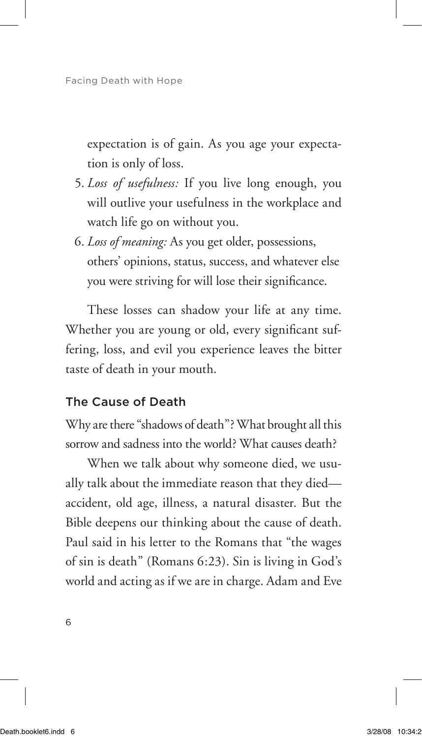expectation is of gain. As you age your expectation is only of loss.

5. *Loss of usefulness:* If you live long enough, you will outlive your usefulness in the workplace and watch life go on without you.
6. *Loss of meaning:* As you get older, possessions, others' opinions, status, success, and whatever else you were striving for will lose their significance.

These losses can shadow your life at any time. Whether you are young or old, every significant suffering, loss, and evil you experience leaves the bitter taste of death in your mouth.

## The Cause of Death

Why are there "shadows of death"? What brought all this sorrow and sadness into the world? What causes death?

When we talk about why someone died, we usually talk about the immediate reason that they died—accident, old age, illness, a natural disaster. But the Bible deepens our thinking about the cause of death. Paul said in his letter to the Romans that "the wages of sin is death" (Romans 6:23). Sin is living in God's world and acting as if we are in charge. Adam and Eve